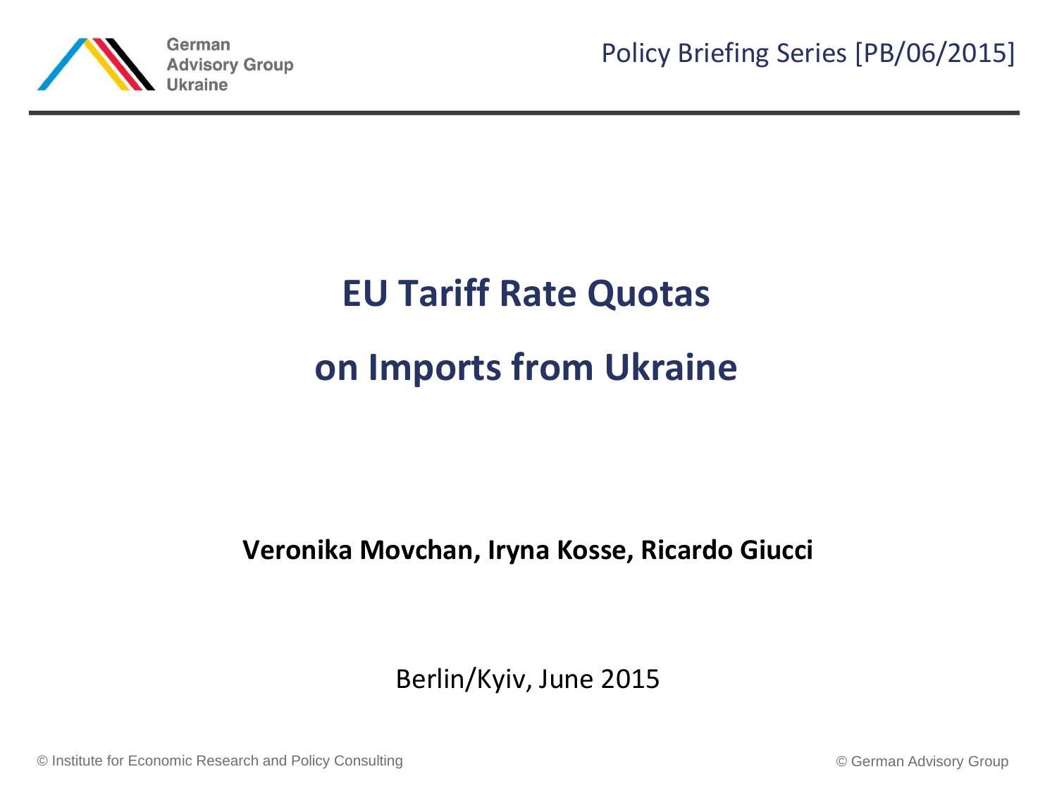German Advisory Group Ukraine

Policy Briefing Series [PB/06/2015]

# EU Tariff Rate Quotas on Imports from Ukraine

**Veronika Movchan, Iryna Kosse, Ricardo Giucci**

Berlin/Kyiv, June 2015

© Institute for Economic Research and Policy Consulting

© German Advisory Group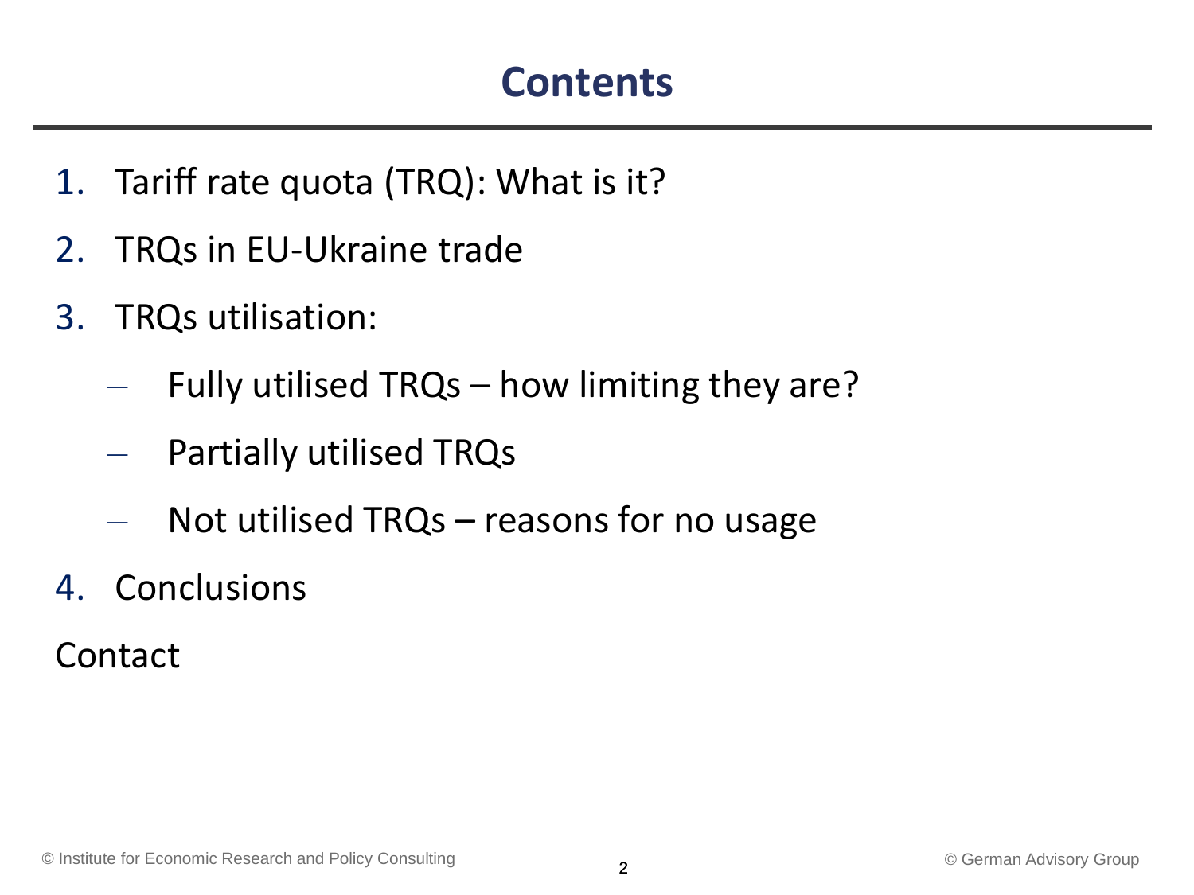# Contents

1. Tariff rate quota (TRQ): What is it?
2. TRQs in EU-Ukraine trade
3. TRQs utilisation:
   - Fully utilised TRQs – how limiting they are?
   - Partially utilised TRQs
   - Not utilised TRQs – reasons for no usage
4. Conclusions

Contact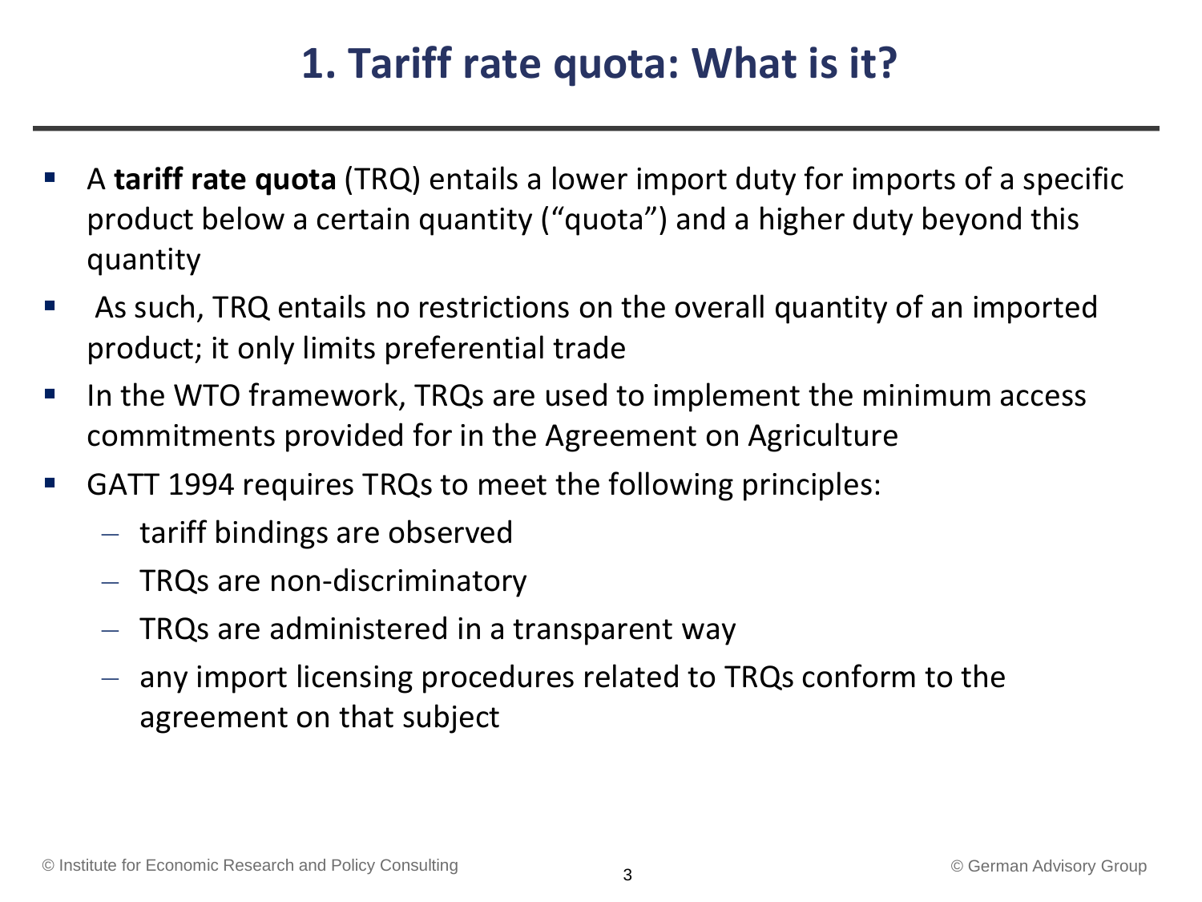# 1. Tariff rate quota: What is it?

- A **tariff rate quota** (TRQ) entails a lower import duty for imports of a specific product below a certain quantity ("quota") and a higher duty beyond this quantity
- As such, TRQ entails no restrictions on the overall quantity of an imported product; it only limits preferential trade
- In the WTO framework, TRQs are used to implement the minimum access commitments provided for in the Agreement on Agriculture
- GATT 1994 requires TRQs to meet the following principles:
  - tariff bindings are observed
  - TRQs are non-discriminatory
  - TRQs are administered in a transparent way
  - any import licensing procedures related to TRQs conform to the agreement on that subject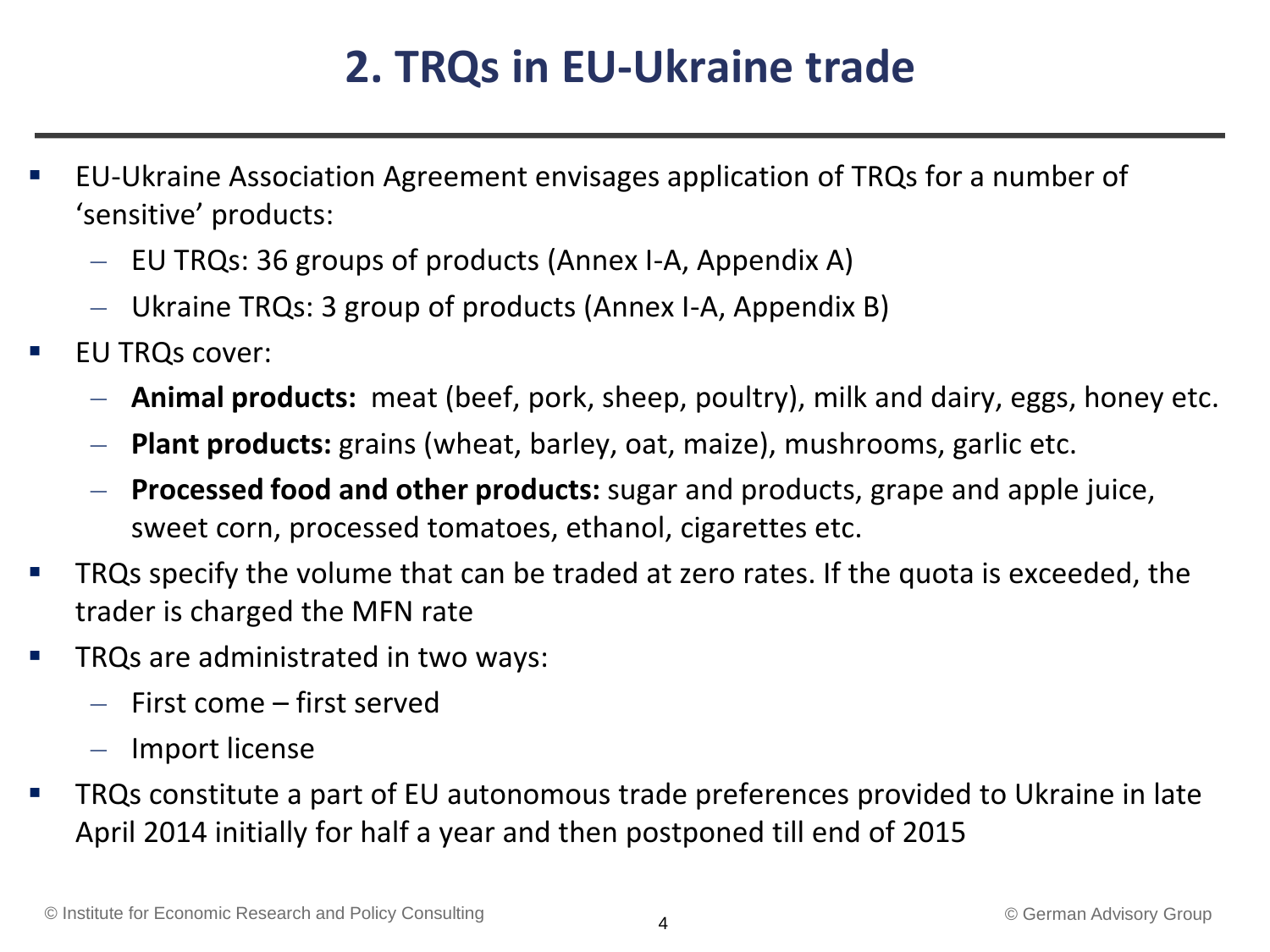# 2. TRQs in EU-Ukraine trade

- EU-Ukraine Association Agreement envisages application of TRQs for a number of 'sensitive' products:
  - EU TRQs: 36 groups of products (Annex I-A, Appendix A)
  - Ukraine TRQs: 3 group of products (Annex I-A, Appendix B)
- EU TRQs cover:
  - **Animal products:** meat (beef, pork, sheep, poultry), milk and dairy, eggs, honey etc.
  - **Plant products:** grains (wheat, barley, oat, maize), mushrooms, garlic etc.
  - **Processed food and other products:** sugar and products, grape and apple juice, sweet corn, processed tomatoes, ethanol, cigarettes etc.
- TRQs specify the volume that can be traded at zero rates. If the quota is exceeded, the trader is charged the MFN rate
- TRQs are administrated in two ways:
  - First come – first served
  - Import license
- TRQs constitute a part of EU autonomous trade preferences provided to Ukraine in late April 2014 initially for half a year and then postponed till end of 2015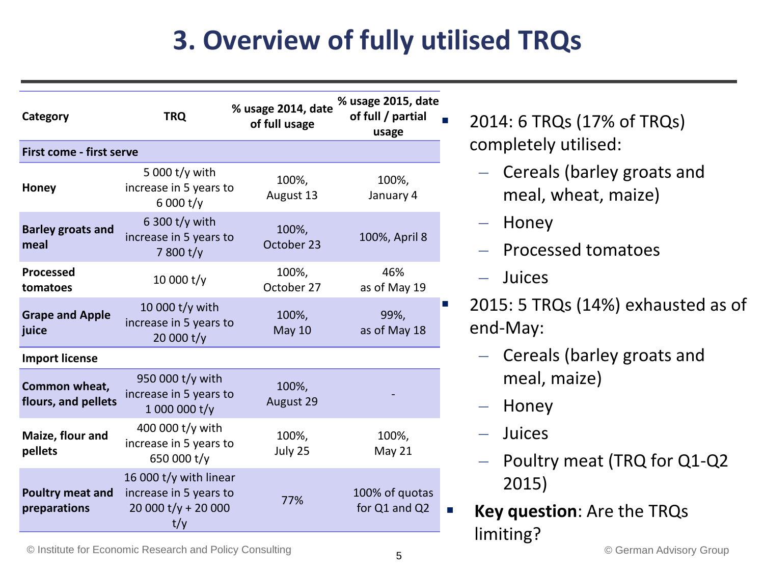# 3. Overview of fully utilised TRQs

| Category | TRQ | % usage 2014, date of full usage | % usage 2015, date of full / partial usage |
|---|---|---|---|
| **First come - first serve** | | | |
| **Honey** | 5 000 t/y with increase in 5 years to 6 000 t/y | 100%, August 13 | 100%, January 4 |
| **Barley groats and meal** | 6 300 t/y with increase in 5 years to 7 800 t/y | 100%, October 23 | 100%, April 8 |
| **Processed tomatoes** | 10 000 t/y | 100%, October 27 | 46% as of May 19 |
| **Grape and Apple juice** | 10 000 t/y with increase in 5 years to 20 000 t/y | 100%, May 10 | 99%, as of May 18 |
| **Import license** | | | |
| **Common wheat, flours, and pellets** | 950 000 t/y with increase in 5 years to 1 000 000 t/y | 100%, August 29 | - |
| **Maize, flour and pellets** | 400 000 t/y with increase in 5 years to 650 000 t/y | 100%, July 25 | 100%, May 21 |
| **Poultry meat and preparations** | 16 000 t/y with linear increase in 5 years to 20 000 t/y + 20 000 t/y | 77% | 100% of quotas for Q1 and Q2 |

- 2014: 6 TRQs (17% of TRQs) completely utilised:
  - Cereals (barley groats and meal, wheat, maize)
  - Honey
  - Processed tomatoes
  - Juices
- 2015: 5 TRQs (14%) exhausted as of end-May:
  - Cereals (barley groats and meal, maize)
  - Honey
  - Juices
  - Poultry meat (TRQ for Q1-Q2 2015)
- **Key question**: Are the TRQs limiting?

© Institute for Economic Research and Policy Consulting

© German Advisory Group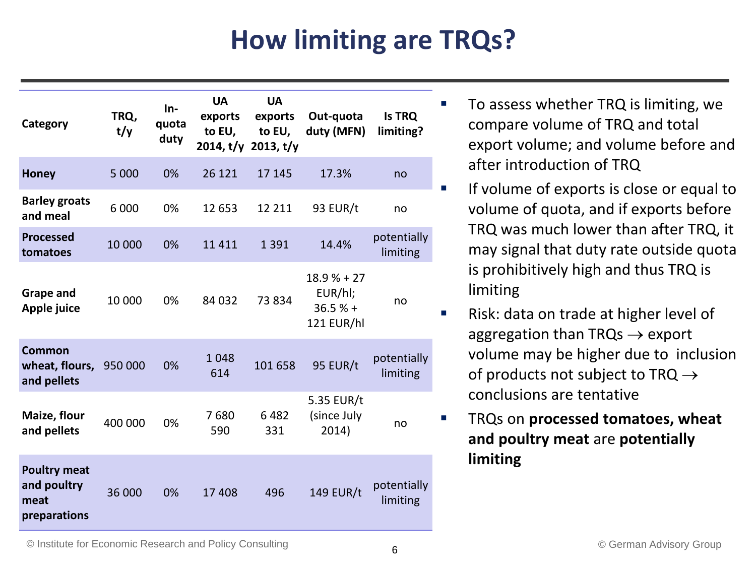# How limiting are TRQs?

| Category | TRQ, t/y | In-quota duty | UA exports to EU, 2014, t/y | UA exports to EU, 2013, t/y | Out-quota duty (MFN) | Is TRQ limiting? |
|---|---|---|---|---|---|---|
| **Honey** | 5 000 | 0% | 26 121 | 17 145 | 17.3% | no |
| **Barley groats and meal** | 6 000 | 0% | 12 653 | 12 211 | 93 EUR/t | no |
| **Processed tomatoes** | 10 000 | 0% | 11 411 | 1 391 | 14.4% | potentially limiting |
| **Grape and Apple juice** | 10 000 | 0% | 84 032 | 73 834 | 18.9 % + 27 EUR/hl; 36.5 % + 121 EUR/hl | no |
| **Common wheat, flours, and pellets** | 950 000 | 0% | 1 048 614 | 101 658 | 95 EUR/t | potentially limiting |
| **Maize, flour and pellets** | 400 000 | 0% | 7 680 590 | 6 482 331 | 5.35 EUR/t (since July 2014) | no |
| **Poultry meat and poultry meat preparations** | 36 000 | 0% | 17 408 | 496 | 149 EUR/t | potentially limiting |

- To assess whether TRQ is limiting, we compare volume of TRQ and total export volume; and volume before and after introduction of TRQ
- If volume of exports is close or equal to volume of quota, and if exports before TRQ was much lower than after TRQ, it may signal that duty rate outside quota is prohibitively high and thus TRQ is limiting
- Risk: data on trade at higher level of aggregation than TRQs → export volume may be higher due to inclusion of products not subject to TRQ → conclusions are tentative
- TRQs on **processed tomatoes, wheat and poultry meat** are **potentially limiting**

© Institute for Economic Research and Policy Consulting

© German Advisory Group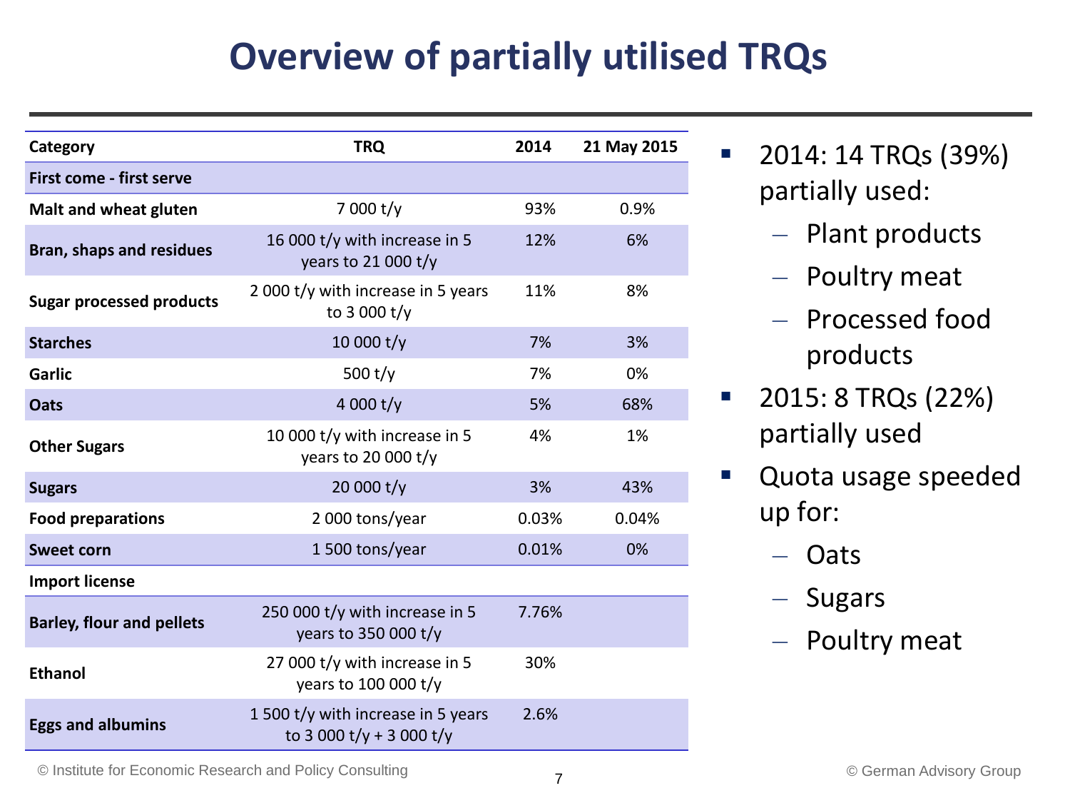# Overview of partially utilised TRQs

| Category | TRQ | 2014 | 21 May 2015 |
|---|---|---|---|
| **First come - first serve** | | | |
| **Malt and wheat gluten** | 7 000 t/y | 93% | 0.9% |
| **Bran, shaps and residues** | 16 000 t/y with increase in 5 years to 21 000 t/y | 12% | 6% |
| **Sugar processed products** | 2 000 t/y with increase in 5 years to 3 000 t/y | 11% | 8% |
| **Starches** | 10 000 t/y | 7% | 3% |
| **Garlic** | 500 t/y | 7% | 0% |
| **Oats** | 4 000 t/y | 5% | 68% |
| **Other Sugars** | 10 000 t/y with increase in 5 years to 20 000 t/y | 4% | 1% |
| **Sugars** | 20 000 t/y | 3% | 43% |
| **Food preparations** | 2 000 tons/year | 0.03% | 0.04% |
| **Sweet corn** | 1 500 tons/year | 0.01% | 0% |
| **Import license** | | | |
| **Barley, flour and pellets** | 250 000 t/y with increase in 5 years to 350 000 t/y | 7.76% | |
| **Ethanol** | 27 000 t/y with increase in 5 years to 100 000 t/y | 30% | |
| **Eggs and albumins** | 1 500 t/y with increase in 5 years to 3 000 t/y + 3 000 t/y | 2.6% | |

- 2014: 14 TRQs (39%) partially used:
  - Plant products
  - Poultry meat
  - Processed food products
- 2015: 8 TRQs (22%) partially used
- Quota usage speeded up for:
  - Oats
  - Sugars
  - Poultry meat

© Institute for Economic Research and Policy Consulting

© German Advisory Group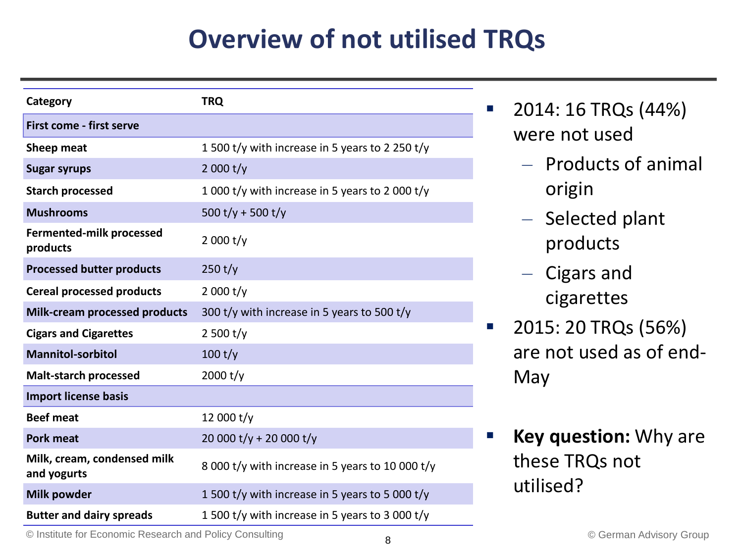# Overview of not utilised TRQs

| Category | TRQ |
|---|---|
| **First come - first serve** | |
| **Sheep meat** | 1 500 t/y with increase in 5 years to 2 250 t/y |
| **Sugar syrups** | 2 000 t/y |
| **Starch processed** | 1 000 t/y with increase in 5 years to 2 000 t/y |
| **Mushrooms** | 500 t/y + 500 t/y |
| **Fermented-milk processed products** | 2 000 t/y |
| **Processed butter products** | 250 t/y |
| **Cereal processed products** | 2 000 t/y |
| **Milk-cream processed products** | 300 t/y with increase in 5 years to 500 t/y |
| **Cigars and Cigarettes** | 2 500 t/y |
| **Mannitol-sorbitol** | 100 t/y |
| **Malt-starch processed** | 2000 t/y |
| **Import license basis** | |
| **Beef meat** | 12 000 t/y |
| **Pork meat** | 20 000 t/y + 20 000 t/y |
| **Milk, cream, condensed milk and yogurts** | 8 000 t/y with increase in 5 years to 10 000 t/y |
| **Milk powder** | 1 500 t/y with increase in 5 years to 5 000 t/y |
| **Butter and dairy spreads** | 1 500 t/y with increase in 5 years to 3 000 t/y |

- 2014: 16 TRQs (44%) were not used
  - Products of animal origin
  - Selected plant products
  - Cigars and cigarettes
- 2015: 20 TRQs (56%) are not used as of end-May

- **Key question:** Why are these TRQs not utilised?

© Institute for Economic Research and Policy Consulting

© German Advisory Group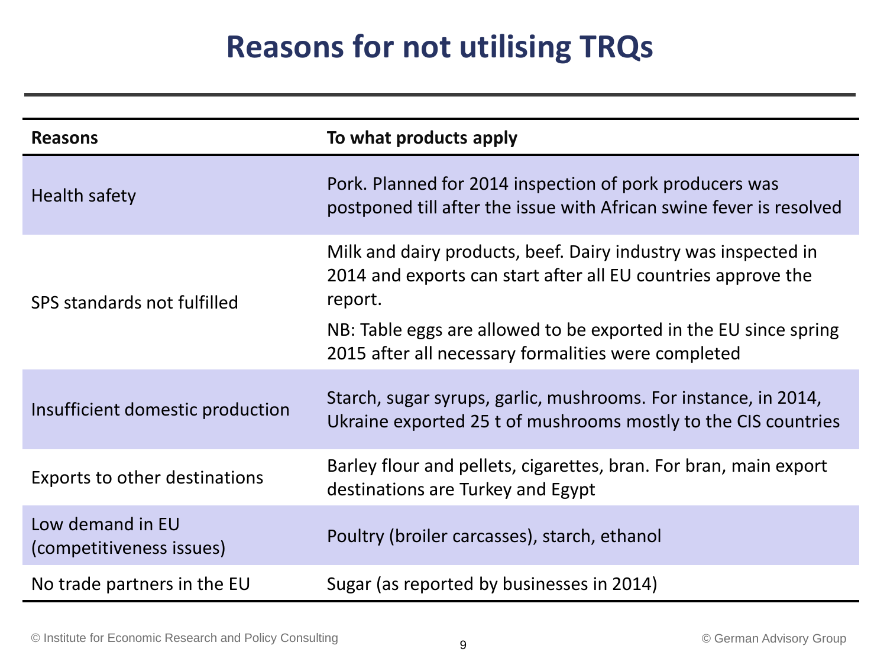# Reasons for not utilising TRQs

| Reasons | To what products apply |
|---|---|
| Health safety | Pork. Planned for 2014 inspection of pork producers was postponed till after the issue with African swine fever is resolved |
| SPS standards not fulfilled | Milk and dairy products, beef. Dairy industry was inspected in 2014 and exports can start after all EU countries approve the report. NB: Table eggs are allowed to be exported in the EU since spring 2015 after all necessary formalities were completed |
| Insufficient domestic production | Starch, sugar syrups, garlic, mushrooms. For instance, in 2014, Ukraine exported 25 t of mushrooms mostly to the CIS countries |
| Exports to other destinations | Barley flour and pellets, cigarettes, bran. For bran, main export destinations are Turkey and Egypt |
| Low demand in EU (competitiveness issues) | Poultry (broiler carcasses), starch, ethanol |
| No trade partners in the EU | Sugar (as reported by businesses in 2014) |

© Institute for Economic Research and Policy Consulting

© German Advisory Group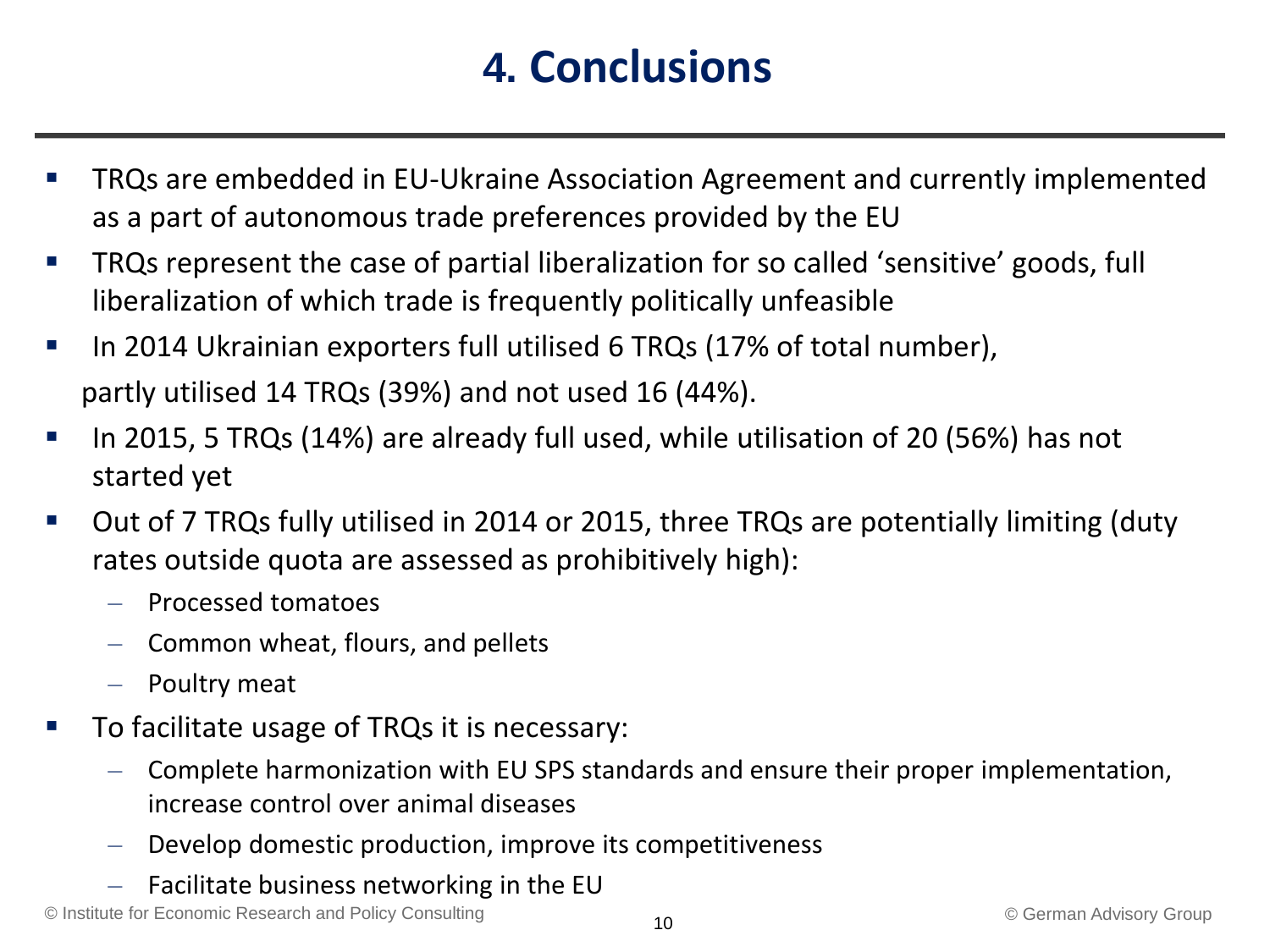# 4. Conclusions

- TRQs are embedded in EU-Ukraine Association Agreement and currently implemented as a part of autonomous trade preferences provided by the EU
- TRQs represent the case of partial liberalization for so called 'sensitive' goods, full liberalization of which trade is frequently politically unfeasible
- In 2014 Ukrainian exporters full utilised 6 TRQs (17% of total number), partly utilised 14 TRQs (39%) and not used 16 (44%).
- In 2015, 5 TRQs (14%) are already full used, while utilisation of 20 (56%) has not started yet
- Out of 7 TRQs fully utilised in 2014 or 2015, three TRQs are potentially limiting (duty rates outside quota are assessed as prohibitively high):
  - Processed tomatoes
  - Common wheat, flours, and pellets
  - Poultry meat
- To facilitate usage of TRQs it is necessary:
  - Complete harmonization with EU SPS standards and ensure their proper implementation, increase control over animal diseases
  - Develop domestic production, improve its competitiveness
  - Facilitate business networking in the EU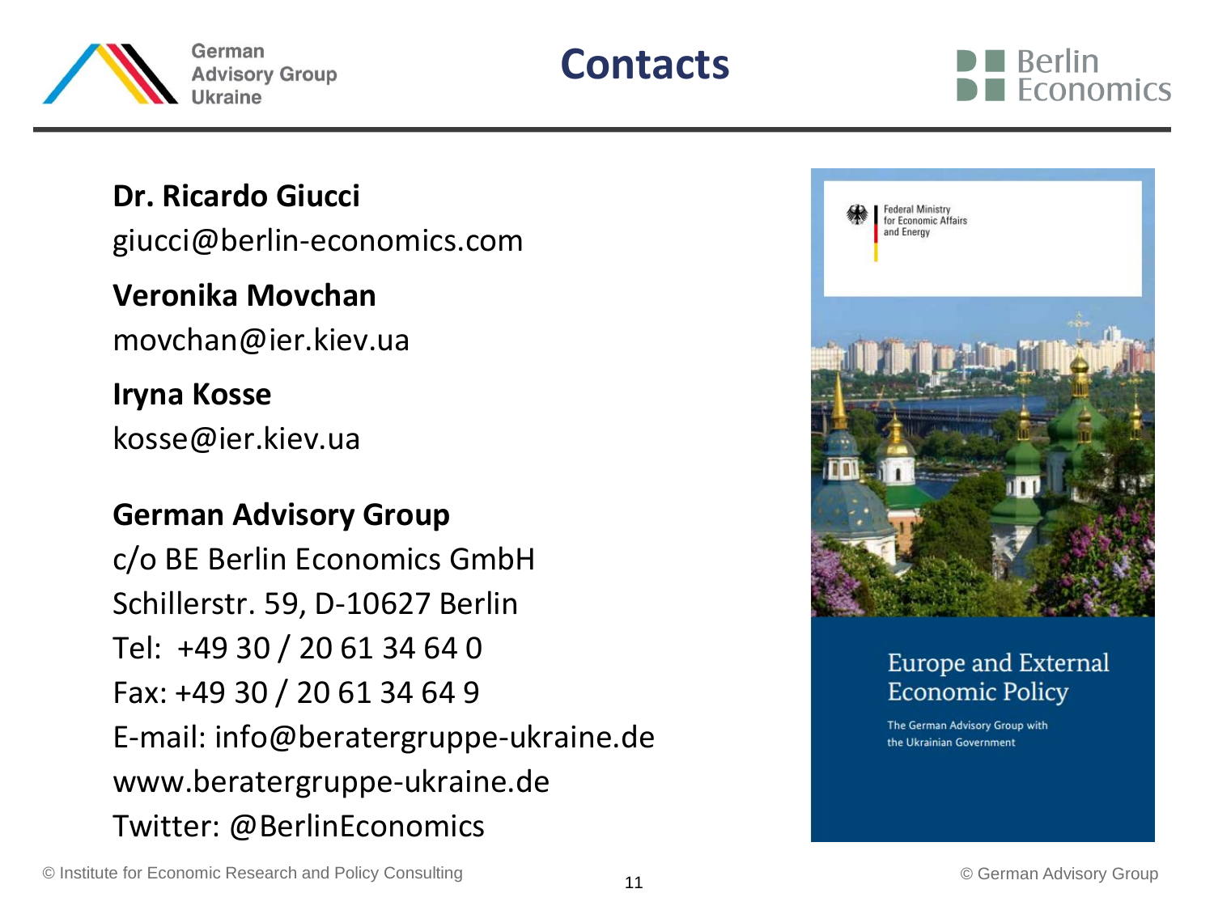# Contacts

**Dr. Ricardo Giucci**
giucci@berlin-economics.com

**Veronika Movchan**
movchan@ier.kiev.ua

**Iryna Kosse**
kosse@ier.kiev.ua

**German Advisory Group**
c/o BE Berlin Economics GmbH
Schillerstr. 59, D-10627 Berlin
Tel: +49 30 / 20 61 34 64 0
Fax: +49 30 / 20 61 34 64 9
E-mail: info@beratergruppe-ukraine.de
www.beratergruppe-ukraine.de
Twitter: @BerlinEconomics

Federal Ministry for Economic Affairs and Energy

Europe and External Economic Policy

The German Advisory Group with the Ukrainian Government

© Institute for Economic Research and Policy Consulting

© German Advisory Group